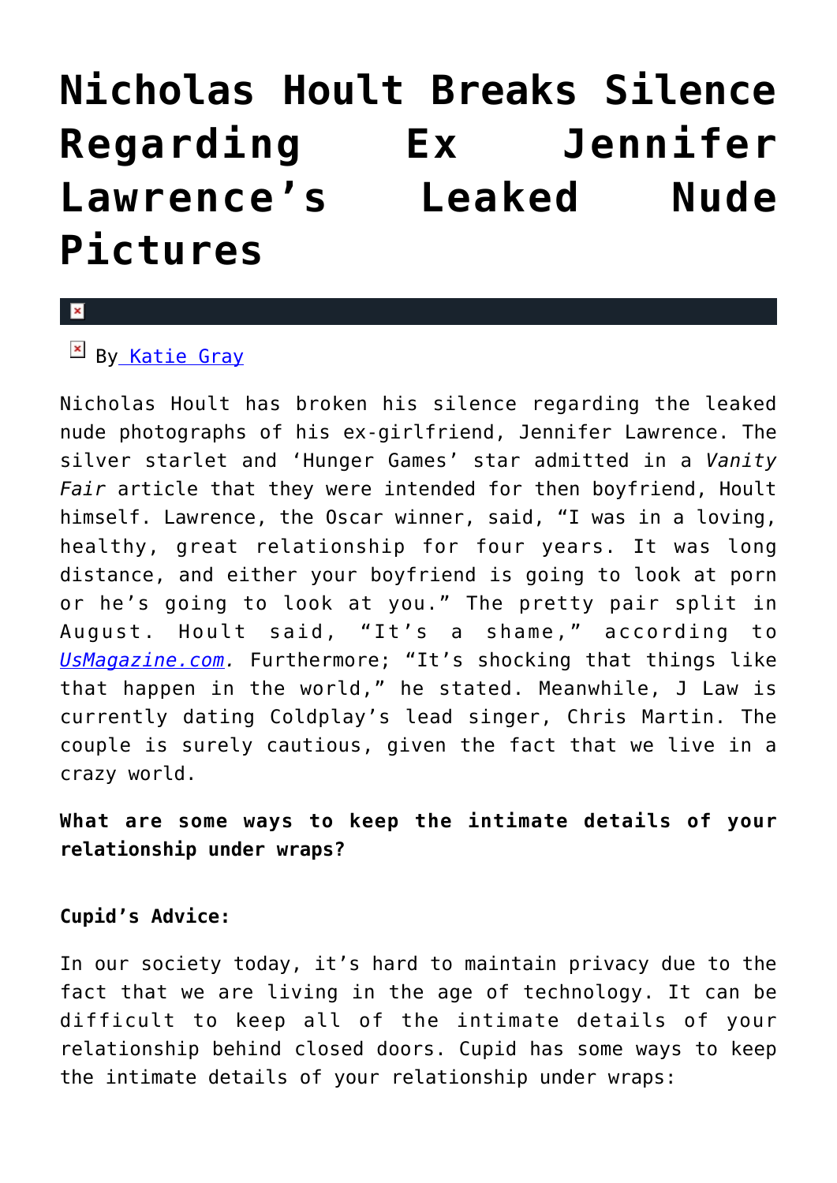# Nicholas Hoult Breaks Silence Regarding Ex Jennifer Lawrence's Leaked Nude Pictures

By [Katie Gray]

Nicholas Hoult has broken his silence regarding the leaked nude photographs of his ex-girlfriend, Jennifer Lawrence. The silver starlet and 'Hunger Games' star admitted in a *Vanity Fair* article that they were intended for then boyfriend, Hoult himself. Lawrence, the Oscar winner, said, "I was in a loving, healthy, great relationship for four years. It was long distance, and either your boyfriend is going to look at porn or he's going to look at you." The pretty pair split in August. Hoult said, "It's a shame," according to *UsMagazine.com.* Furthermore; "It's shocking that things like that happen in the world," he stated. Meanwhile, J Law is currently dating Coldplay's lead singer, Chris Martin. The couple is surely cautious, given the fact that we live in a crazy world.

**What are some ways to keep the intimate details of your relationship under wraps?**

**Cupid's Advice:**

In our society today, it's hard to maintain privacy due to the fact that we are living in the age of technology. It can be difficult to keep all of the intimate details of your relationship behind closed doors. Cupid has some ways to keep the intimate details of your relationship under wraps: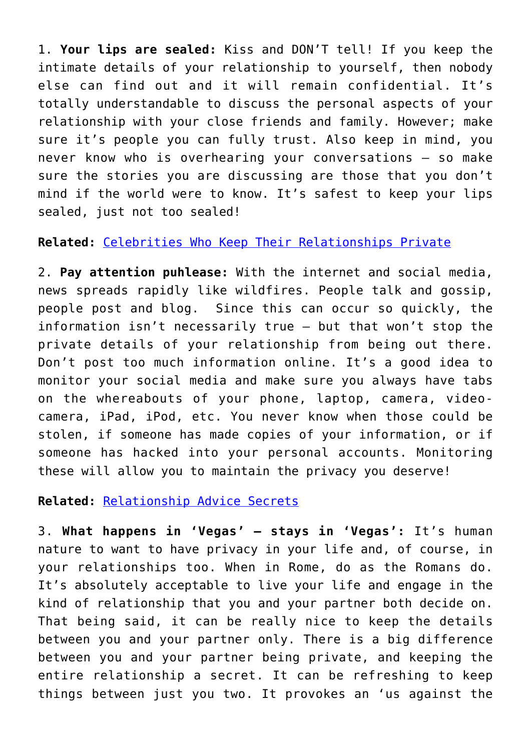1. **Your lips are sealed:** Kiss and DON'T tell! If you keep the intimate details of your relationship to yourself, then nobody else can find out and it will remain confidential. It's totally understandable to discuss the personal aspects of your relationship with your close friends and family. However; make sure it's people you can fully trust. Also keep in mind, you never know who is overhearing your conversations – so make sure the stories you are discussing are those that you don't mind if the world were to know. It's safest to keep your lips sealed, just not too sealed!

**Related:** Celebrities Who Keep Their Relationships Private

2. **Pay attention puhlease:** With the internet and social media, news spreads rapidly like wildfires. People talk and gossip, people post and blog. Since this can occur so quickly, the information isn't necessarily true – but that won't stop the private details of your relationship from being out there. Don't post too much information online. It's a good idea to monitor your social media and make sure you always have tabs on the whereabouts of your phone, laptop, camera, video-camera, iPad, iPod, etc. You never know when those could be stolen, if someone has made copies of your information, or if someone has hacked into your personal accounts. Monitoring these will allow you to maintain the privacy you deserve!

**Related:** Relationship Advice Secrets

3. **What happens in 'Vegas' – stays in 'Vegas':** It's human nature to want to have privacy in your life and, of course, in your relationships too. When in Rome, do as the Romans do. It's absolutely acceptable to live your life and engage in the kind of relationship that you and your partner both decide on. That being said, it can be really nice to keep the details between you and your partner only. There is a big difference between you and your partner being private, and keeping the entire relationship a secret. It can be refreshing to keep things between just you two. It provokes an 'us against the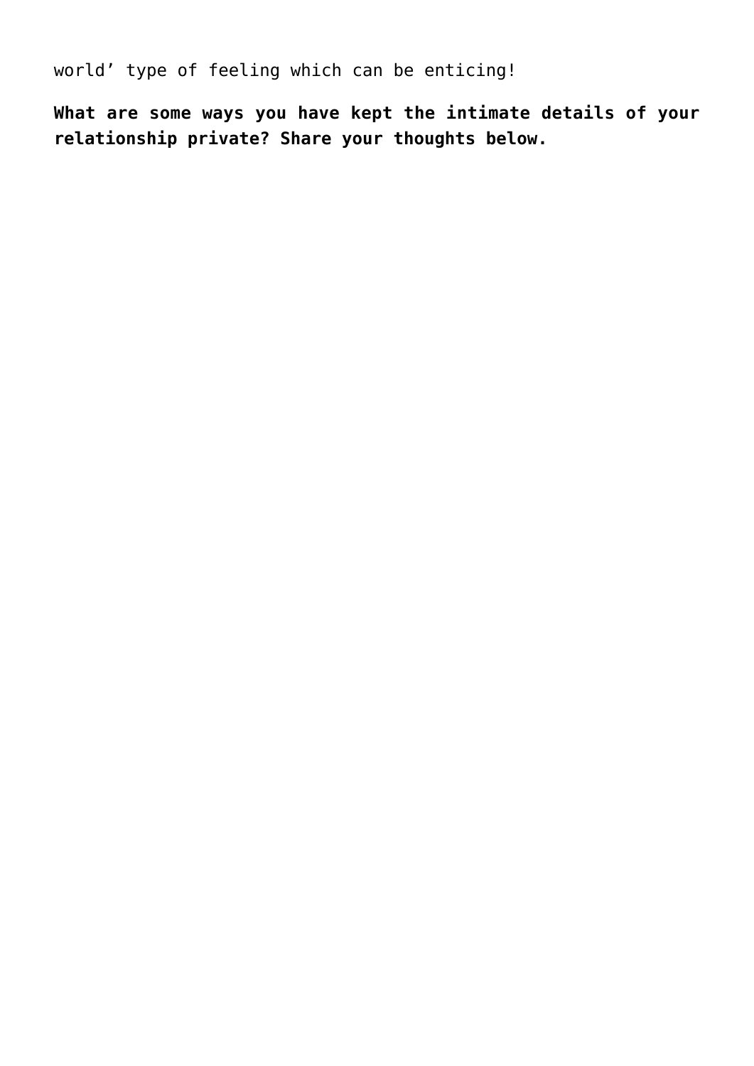world’ type of feeling which can be enticing!

**What are some ways you have kept the intimate details of your relationship private? Share your thoughts below.**